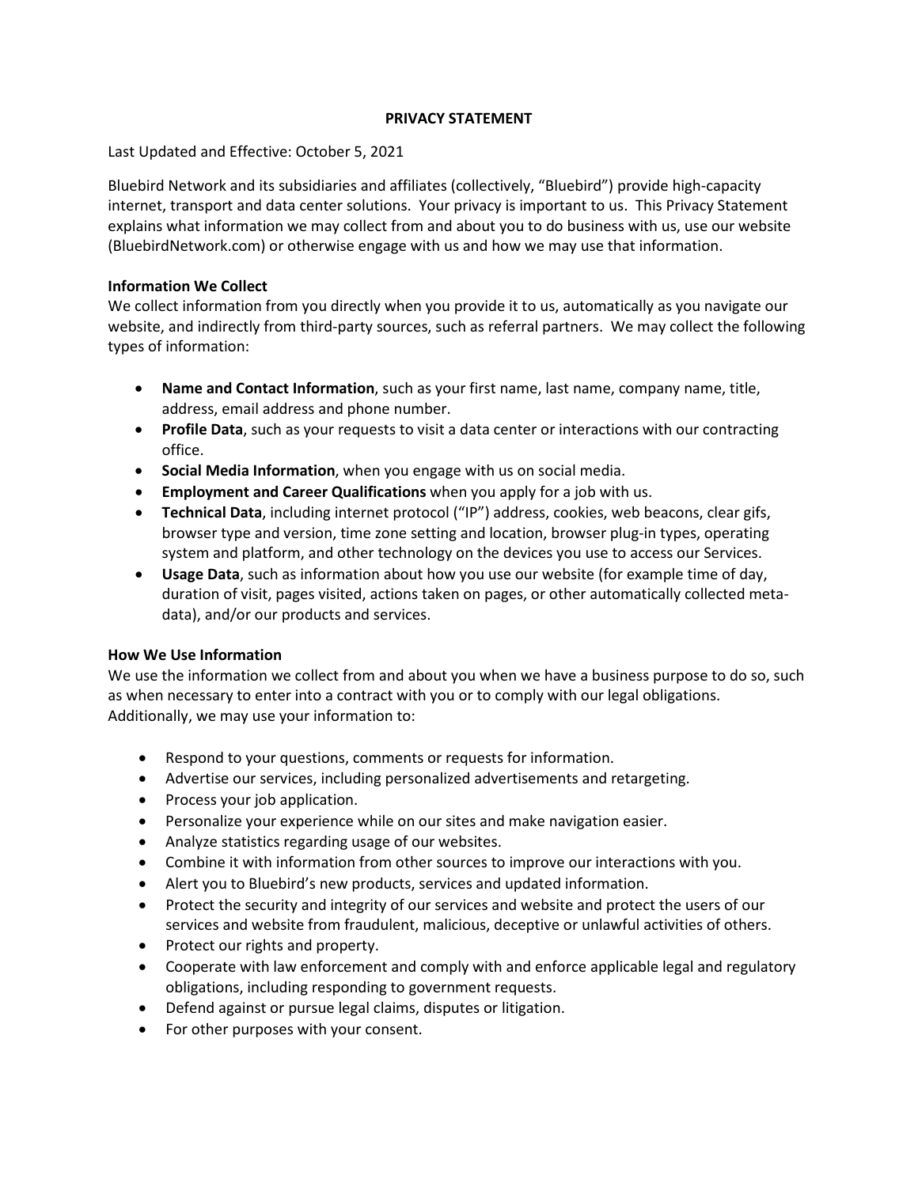# PRIVACY STATEMENT

Last Updated and Effective: October 5, 2021

Bluebird Network and its subsidiaries and affiliates (collectively, "Bluebird") provide high-capacity internet, transport and data center solutions. Your privacy is important to us. This Privacy Statement explains what information we may collect from and about you to do business with us, use our website (BluebirdNetwork.com) or otherwise engage with us and how we may use that information.

**Information We Collect**

We collect information from you directly when you provide it to us, automatically as you navigate our website, and indirectly from third-party sources, such as referral partners. We may collect the following types of information:

- **Name and Contact Information**, such as your first name, last name, company name, title, address, email address and phone number.
- **Profile Data**, such as your requests to visit a data center or interactions with our contracting office.
- **Social Media Information**, when you engage with us on social media.
- **Employment and Career Qualifications** when you apply for a job with us.
- **Technical Data**, including internet protocol ("IP") address, cookies, web beacons, clear gifs, browser type and version, time zone setting and location, browser plug-in types, operating system and platform, and other technology on the devices you use to access our Services.
- **Usage Data**, such as information about how you use our website (for example time of day, duration of visit, pages visited, actions taken on pages, or other automatically collected meta-data), and/or our products and services.

**How We Use Information**

We use the information we collect from and about you when we have a business purpose to do so, such as when necessary to enter into a contract with you or to comply with our legal obligations. Additionally, we may use your information to:

- Respond to your questions, comments or requests for information.
- Advertise our services, including personalized advertisements and retargeting.
- Process your job application.
- Personalize your experience while on our sites and make navigation easier.
- Analyze statistics regarding usage of our websites.
- Combine it with information from other sources to improve our interactions with you.
- Alert you to Bluebird's new products, services and updated information.
- Protect the security and integrity of our services and website and protect the users of our services and website from fraudulent, malicious, deceptive or unlawful activities of others.
- Protect our rights and property.
- Cooperate with law enforcement and comply with and enforce applicable legal and regulatory obligations, including responding to government requests.
- Defend against or pursue legal claims, disputes or litigation.
- For other purposes with your consent.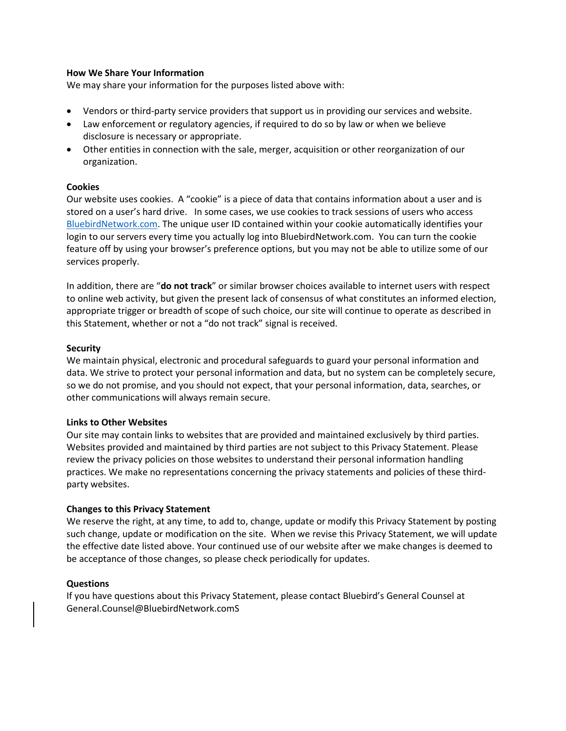**How We Share Your Information**

We may share your information for the purposes listed above with:

- Vendors or third-party service providers that support us in providing our services and website.
- Law enforcement or regulatory agencies, if required to do so by law or when we believe disclosure is necessary or appropriate.
- Other entities in connection with the sale, merger, acquisition or other reorganization of our organization.

**Cookies**

Our website uses cookies. A "cookie" is a piece of data that contains information about a user and is stored on a user's hard drive. In some cases, we use cookies to track sessions of users who access BluebirdNetwork.com. The unique user ID contained within your cookie automatically identifies your login to our servers every time you actually log into BluebirdNetwork.com. You can turn the cookie feature off by using your browser's preference options, but you may not be able to utilize some of our services properly.

In addition, there are "**do not track**" or similar browser choices available to internet users with respect to online web activity, but given the present lack of consensus of what constitutes an informed election, appropriate trigger or breadth of scope of such choice, our site will continue to operate as described in this Statement, whether or not a "do not track" signal is received.

**Security**

We maintain physical, electronic and procedural safeguards to guard your personal information and data. We strive to protect your personal information and data, but no system can be completely secure, so we do not promise, and you should not expect, that your personal information, data, searches, or other communications will always remain secure.

**Links to Other Websites**

Our site may contain links to websites that are provided and maintained exclusively by third parties. Websites provided and maintained by third parties are not subject to this Privacy Statement. Please review the privacy policies on those websites to understand their personal information handling practices. We make no representations concerning the privacy statements and policies of these third-party websites.

**Changes to this Privacy Statement**

We reserve the right, at any time, to add to, change, update or modify this Privacy Statement by posting such change, update or modification on the site. When we revise this Privacy Statement, we will update the effective date listed above. Your continued use of our website after we make changes is deemed to be acceptance of those changes, so please check periodically for updates.

**Questions**

If you have questions about this Privacy Statement, please contact Bluebird's General Counsel at General.Counsel@BluebirdNetwork.comS